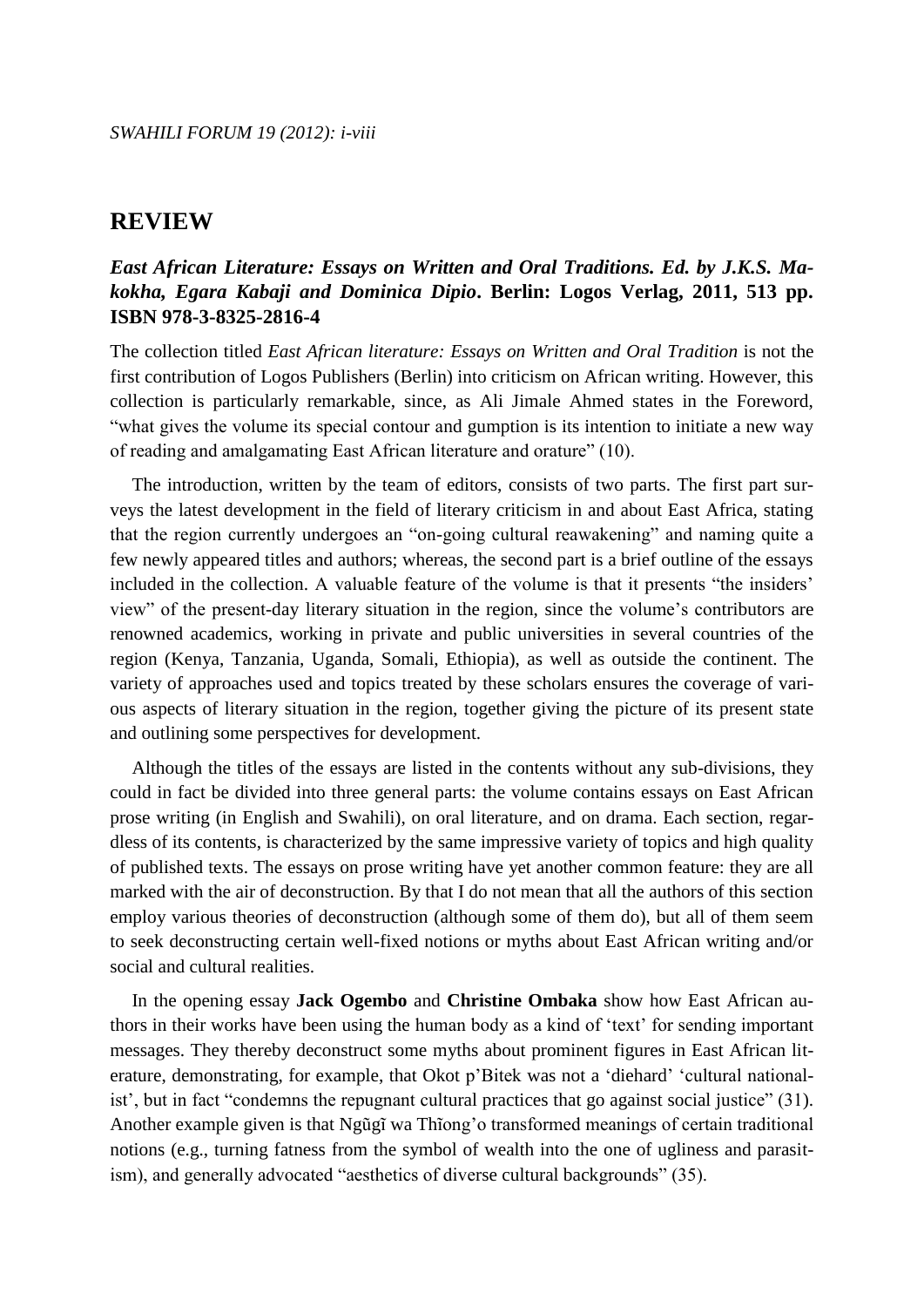## REVIEW

***East African Literature: Essays on Written and Oral Traditions. Ed. by J.K.S. Makokha, Egara Kabaji and Dominica Dipio*. Berlin: Logos Verlag, 2011, 513 pp. ISBN 978-3-8325-2816-4**

The collection titled *East African literature: Essays on Written and Oral Tradition* is not the first contribution of Logos Publishers (Berlin) into criticism on African writing. However, this collection is particularly remarkable, since, as Ali Jimale Ahmed states in the Foreword, "what gives the volume its special contour and gumption is its intention to initiate a new way of reading and amalgamating East African literature and orature" (10).

The introduction, written by the team of editors, consists of two parts. The first part surveys the latest development in the field of literary criticism in and about East Africa, stating that the region currently undergoes an "on-going cultural reawakening" and naming quite a few newly appeared titles and authors; whereas, the second part is a brief outline of the essays included in the collection. A valuable feature of the volume is that it presents "the insiders' view" of the present-day literary situation in the region, since the volume's contributors are renowned academics, working in private and public universities in several countries of the region (Kenya, Tanzania, Uganda, Somali, Ethiopia), as well as outside the continent. The variety of approaches used and topics treated by these scholars ensures the coverage of various aspects of literary situation in the region, together giving the picture of its present state and outlining some perspectives for development.

Although the titles of the essays are listed in the contents without any sub-divisions, they could in fact be divided into three general parts: the volume contains essays on East African prose writing (in English and Swahili), on oral literature, and on drama. Each section, regardless of its contents, is characterized by the same impressive variety of topics and high quality of published texts. The essays on prose writing have yet another common feature: they are all marked with the air of deconstruction. By that I do not mean that all the authors of this section employ various theories of deconstruction (although some of them do), but all of them seem to seek deconstructing certain well-fixed notions or myths about East African writing and/or social and cultural realities.

In the opening essay **Jack Ogembo** and **Christine Ombaka** show how East African authors in their works have been using the human body as a kind of 'text' for sending important messages. They thereby deconstruct some myths about prominent figures in East African literature, demonstrating, for example, that Okot p'Bitek was not a 'diehard' 'cultural nationalist', but in fact "condemns the repugnant cultural practices that go against social justice" (31). Another example given is that Ngũgĩ wa Thĭong'o transformed meanings of certain traditional notions (e.g., turning fatness from the symbol of wealth into the one of ugliness and parasitism), and generally advocated "aesthetics of diverse cultural backgrounds" (35).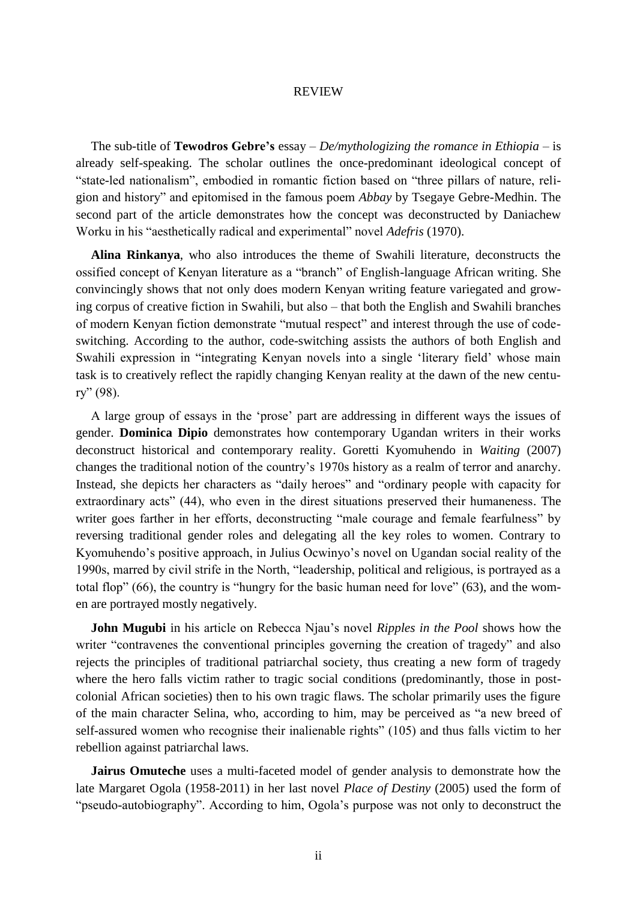The sub-title of **Tewodros Gebre's** essay – *De/mythologizing the romance in Ethiopia* – is already self-speaking. The scholar outlines the once-predominant ideological concept of "state-led nationalism", embodied in romantic fiction based on "three pillars of nature, religion and history" and epitomised in the famous poem *Abbay* by Tsegaye Gebre-Medhin. The second part of the article demonstrates how the concept was deconstructed by Daniachew Worku in his "aesthetically radical and experimental" novel *Adefris* (1970).

**Alina Rinkanya**, who also introduces the theme of Swahili literature, deconstructs the ossified concept of Kenyan literature as a "branch" of English-language African writing. She convincingly shows that not only does modern Kenyan writing feature variegated and growing corpus of creative fiction in Swahili, but also – that both the English and Swahili branches of modern Kenyan fiction demonstrate "mutual respect" and interest through the use of code-switching. According to the author, code-switching assists the authors of both English and Swahili expression in "integrating Kenyan novels into a single 'literary field' whose main task is to creatively reflect the rapidly changing Kenyan reality at the dawn of the new century" (98).

A large group of essays in the 'prose' part are addressing in different ways the issues of gender. **Dominica Dipio** demonstrates how contemporary Ugandan writers in their works deconstruct historical and contemporary reality. Goretti Kyomuhendo in *Waiting* (2007) changes the traditional notion of the country's 1970s history as a realm of terror and anarchy. Instead, she depicts her characters as "daily heroes" and "ordinary people with capacity for extraordinary acts" (44), who even in the direst situations preserved their humaneness. The writer goes farther in her efforts, deconstructing "male courage and female fearfulness" by reversing traditional gender roles and delegating all the key roles to women. Contrary to Kyomuhendo's positive approach, in Julius Ocwinyo's novel on Ugandan social reality of the 1990s, marred by civil strife in the North, "leadership, political and religious, is portrayed as a total flop" (66), the country is "hungry for the basic human need for love" (63), and the women are portrayed mostly negatively.

**John Mugubi** in his article on Rebecca Njau's novel *Ripples in the Pool* shows how the writer "contravenes the conventional principles governing the creation of tragedy" and also rejects the principles of traditional patriarchal society, thus creating a new form of tragedy where the hero falls victim rather to tragic social conditions (predominantly, those in post-colonial African societies) then to his own tragic flaws. The scholar primarily uses the figure of the main character Selina, who, according to him, may be perceived as "a new breed of self-assured women who recognise their inalienable rights" (105) and thus falls victim to her rebellion against patriarchal laws.

**Jairus Omuteche** uses a multi-faceted model of gender analysis to demonstrate how the late Margaret Ogola (1958-2011) in her last novel *Place of Destiny* (2005) used the form of "pseudo-autobiography". According to him, Ogola's purpose was not only to deconstruct the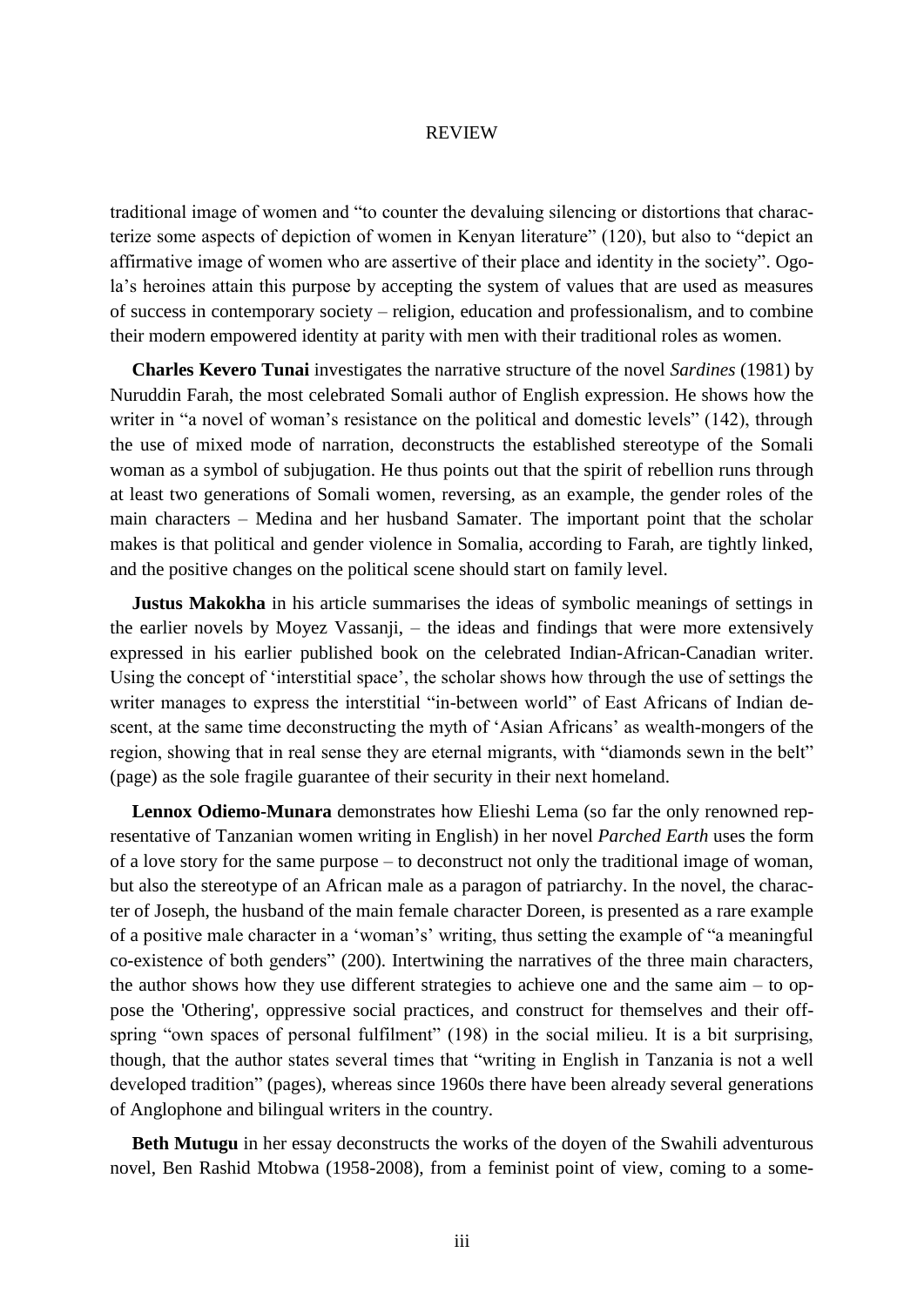traditional image of women and "to counter the devaluing silencing or distortions that characterize some aspects of depiction of women in Kenyan literature" (120), but also to "depict an affirmative image of women who are assertive of their place and identity in the society". Ogola's heroines attain this purpose by accepting the system of values that are used as measures of success in contemporary society – religion, education and professionalism, and to combine their modern empowered identity at parity with men with their traditional roles as women.

**Charles Kevero Tunai** investigates the narrative structure of the novel *Sardines* (1981) by Nuruddin Farah, the most celebrated Somali author of English expression. He shows how the writer in "a novel of woman's resistance on the political and domestic levels" (142), through the use of mixed mode of narration, deconstructs the established stereotype of the Somali woman as a symbol of subjugation. He thus points out that the spirit of rebellion runs through at least two generations of Somali women, reversing, as an example, the gender roles of the main characters – Medina and her husband Samater. The important point that the scholar makes is that political and gender violence in Somalia, according to Farah, are tightly linked, and the positive changes on the political scene should start on family level.

**Justus Makokha** in his article summarises the ideas of symbolic meanings of settings in the earlier novels by Moyez Vassanji, – the ideas and findings that were more extensively expressed in his earlier published book on the celebrated Indian-African-Canadian writer. Using the concept of 'interstitial space', the scholar shows how through the use of settings the writer manages to express the interstitial "in-between world" of East Africans of Indian descent, at the same time deconstructing the myth of 'Asian Africans' as wealth-mongers of the region, showing that in real sense they are eternal migrants, with "diamonds sewn in the belt" (page) as the sole fragile guarantee of their security in their next homeland.

**Lennox Odiemo-Munara** demonstrates how Elieshi Lema (so far the only renowned representative of Tanzanian women writing in English) in her novel *Parched Earth* uses the form of a love story for the same purpose – to deconstruct not only the traditional image of woman, but also the stereotype of an African male as a paragon of patriarchy. In the novel, the character of Joseph, the husband of the main female character Doreen, is presented as a rare example of a positive male character in a 'woman's' writing, thus setting the example of "a meaningful co-existence of both genders" (200). Intertwining the narratives of the three main characters, the author shows how they use different strategies to achieve one and the same aim – to oppose the 'Othering', oppressive social practices, and construct for themselves and their offspring "own spaces of personal fulfilment" (198) in the social milieu. It is a bit surprising, though, that the author states several times that "writing in English in Tanzania is not a well developed tradition" (pages), whereas since 1960s there have been already several generations of Anglophone and bilingual writers in the country.

**Beth Mutugu** in her essay deconstructs the works of the doyen of the Swahili adventurous novel, Ben Rashid Mtobwa (1958-2008), from a feminist point of view, coming to a some-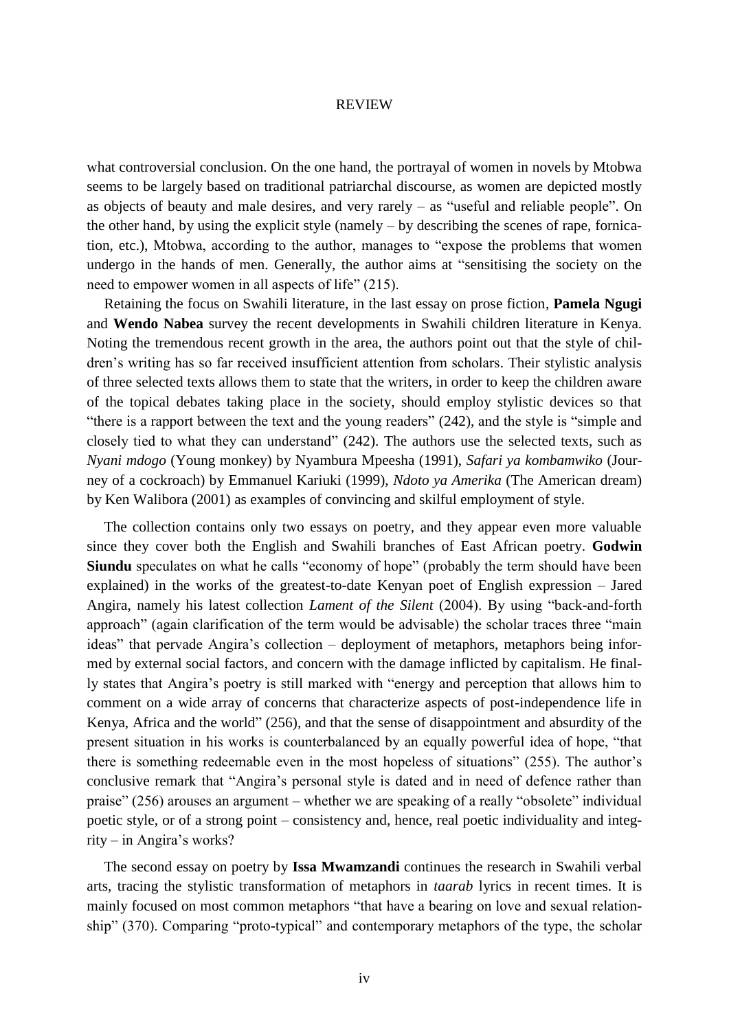what controversial conclusion. On the one hand, the portrayal of women in novels by Mtobwa seems to be largely based on traditional patriarchal discourse, as women are depicted mostly as objects of beauty and male desires, and very rarely – as "useful and reliable people". On the other hand, by using the explicit style (namely – by describing the scenes of rape, fornication, etc.), Mtobwa, according to the author, manages to "expose the problems that women undergo in the hands of men. Generally, the author aims at "sensitising the society on the need to empower women in all aspects of life" (215).

Retaining the focus on Swahili literature, in the last essay on prose fiction, **Pamela Ngugi** and **Wendo Nabea** survey the recent developments in Swahili children literature in Kenya. Noting the tremendous recent growth in the area, the authors point out that the style of children's writing has so far received insufficient attention from scholars. Their stylistic analysis of three selected texts allows them to state that the writers, in order to keep the children aware of the topical debates taking place in the society, should employ stylistic devices so that "there is a rapport between the text and the young readers" (242), and the style is "simple and closely tied to what they can understand" (242). The authors use the selected texts, such as *Nyani mdogo* (Young monkey) by Nyambura Mpeesha (1991), *Safari ya kombamwiko* (Journey of a cockroach) by Emmanuel Kariuki (1999), *Ndoto ya Amerika* (The American dream) by Ken Walibora (2001) as examples of convincing and skilful employment of style.

The collection contains only two essays on poetry, and they appear even more valuable since they cover both the English and Swahili branches of East African poetry. **Godwin Siundu** speculates on what he calls "economy of hope" (probably the term should have been explained) in the works of the greatest-to-date Kenyan poet of English expression – Jared Angira, namely his latest collection *Lament of the Silent* (2004). By using "back-and-forth approach" (again clarification of the term would be advisable) the scholar traces three "main ideas" that pervade Angira's collection – deployment of metaphors, metaphors being informed by external social factors, and concern with the damage inflicted by capitalism. He finally states that Angira's poetry is still marked with "energy and perception that allows him to comment on a wide array of concerns that characterize aspects of post-independence life in Kenya, Africa and the world" (256), and that the sense of disappointment and absurdity of the present situation in his works is counterbalanced by an equally powerful idea of hope, "that there is something redeemable even in the most hopeless of situations" (255). The author's conclusive remark that "Angira's personal style is dated and in need of defence rather than praise" (256) arouses an argument – whether we are speaking of a really "obsolete" individual poetic style, or of a strong point – consistency and, hence, real poetic individuality and integrity – in Angira's works?

The second essay on poetry by **Issa Mwamzandi** continues the research in Swahili verbal arts, tracing the stylistic transformation of metaphors in *taarab* lyrics in recent times. It is mainly focused on most common metaphors "that have a bearing on love and sexual relationship" (370). Comparing "proto-typical" and contemporary metaphors of the type, the scholar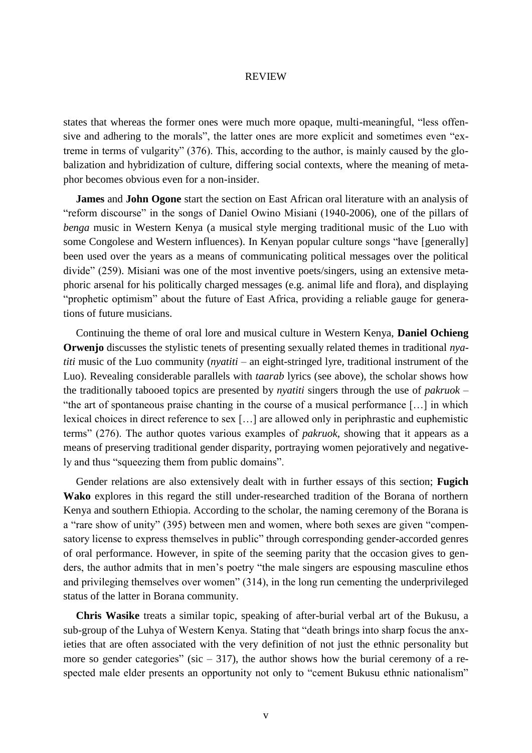states that whereas the former ones were much more opaque, multi-meaningful, "less offensive and adhering to the morals", the latter ones are more explicit and sometimes even "extreme in terms of vulgarity" (376). This, according to the author, is mainly caused by the globalization and hybridization of culture, differing social contexts, where the meaning of metaphor becomes obvious even for a non-insider.

**James** and **John Ogone** start the section on East African oral literature with an analysis of "reform discourse" in the songs of Daniel Owino Misiani (1940-2006), one of the pillars of *benga* music in Western Kenya (a musical style merging traditional music of the Luo with some Congolese and Western influences). In Kenyan popular culture songs "have [generally] been used over the years as a means of communicating political messages over the political divide" (259). Misiani was one of the most inventive poets/singers, using an extensive metaphoric arsenal for his politically charged messages (e.g. animal life and flora), and displaying "prophetic optimism" about the future of East Africa, providing a reliable gauge for generations of future musicians.

Continuing the theme of oral lore and musical culture in Western Kenya, **Daniel Ochieng Orwenjo** discusses the stylistic tenets of presenting sexually related themes in traditional *nyatiti* music of the Luo community (*nyatiti* – an eight-stringed lyre, traditional instrument of the Luo). Revealing considerable parallels with *taarab* lyrics (see above), the scholar shows how the traditionally tabooed topics are presented by *nyatiti* singers through the use of *pakruok* – "the art of spontaneous praise chanting in the course of a musical performance […] in which lexical choices in direct reference to sex […] are allowed only in periphrastic and euphemistic terms" (276). The author quotes various examples of *pakruok*, showing that it appears as a means of preserving traditional gender disparity, portraying women pejoratively and negatively and thus "squeezing them from public domains".

Gender relations are also extensively dealt with in further essays of this section; **Fugich Wako** explores in this regard the still under-researched tradition of the Borana of northern Kenya and southern Ethiopia. According to the scholar, the naming ceremony of the Borana is a "rare show of unity" (395) between men and women, where both sexes are given "compensatory license to express themselves in public" through corresponding gender-accorded genres of oral performance. However, in spite of the seeming parity that the occasion gives to genders, the author admits that in men's poetry "the male singers are espousing masculine ethos and privileging themselves over women" (314), in the long run cementing the underprivileged status of the latter in Borana community.

**Chris Wasike** treats a similar topic, speaking of after-burial verbal art of the Bukusu, a sub-group of the Luhya of Western Kenya. Stating that "death brings into sharp focus the anxieties that are often associated with the very definition of not just the ethnic personality but more so gender categories" (sic – 317), the author shows how the burial ceremony of a respected male elder presents an opportunity not only to "cement Bukusu ethnic nationalism"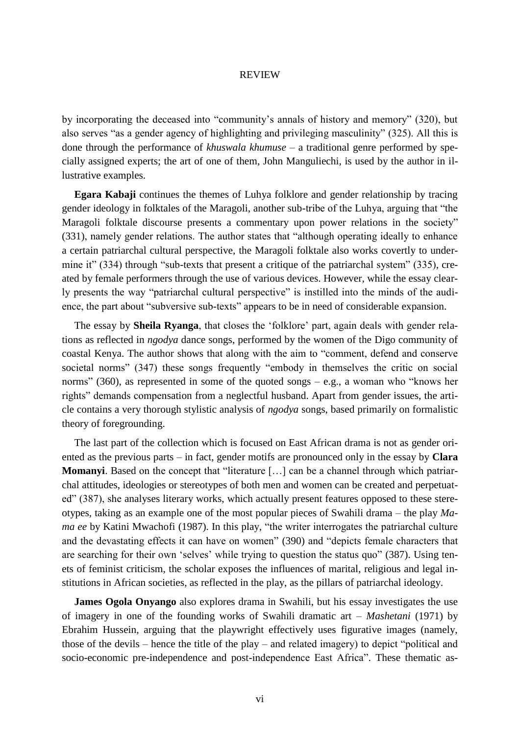by incorporating the deceased into "community's annals of history and memory" (320), but also serves "as a gender agency of highlighting and privileging masculinity" (325). All this is done through the performance of *khuswala khumuse* – a traditional genre performed by specially assigned experts; the art of one of them, John Manguliechi, is used by the author in illustrative examples.

**Egara Kabaji** continues the themes of Luhya folklore and gender relationship by tracing gender ideology in folktales of the Maragoli, another sub-tribe of the Luhya, arguing that "the Maragoli folktale discourse presents a commentary upon power relations in the society" (331), namely gender relations. The author states that "although operating ideally to enhance a certain patriarchal cultural perspective, the Maragoli folktale also works covertly to undermine it" (334) through "sub-texts that present a critique of the patriarchal system" (335), created by female performers through the use of various devices. However, while the essay clearly presents the way "patriarchal cultural perspective" is instilled into the minds of the audience, the part about "subversive sub-texts" appears to be in need of considerable expansion.

The essay by **Sheila Ryanga**, that closes the 'folklore' part, again deals with gender relations as reflected in *ngodya* dance songs, performed by the women of the Digo community of coastal Kenya. The author shows that along with the aim to "comment, defend and conserve societal norms" (347) these songs frequently "embody in themselves the critic on social norms" (360), as represented in some of the quoted songs – e.g., a woman who "knows her rights" demands compensation from a neglectful husband. Apart from gender issues, the article contains a very thorough stylistic analysis of *ngodya* songs, based primarily on formalistic theory of foregrounding.

The last part of the collection which is focused on East African drama is not as gender oriented as the previous parts – in fact, gender motifs are pronounced only in the essay by **Clara Momanyi**. Based on the concept that "literature […] can be a channel through which patriarchal attitudes, ideologies or stereotypes of both men and women can be created and perpetuated" (387), she analyses literary works, which actually present features opposed to these stereotypes, taking as an example one of the most popular pieces of Swahili drama – the play *Mama ee* by Katini Mwachofi (1987). In this play, "the writer interrogates the patriarchal culture and the devastating effects it can have on women" (390) and "depicts female characters that are searching for their own 'selves' while trying to question the status quo" (387). Using tenets of feminist criticism, the scholar exposes the influences of marital, religious and legal institutions in African societies, as reflected in the play, as the pillars of patriarchal ideology.

**James Ogola Onyango** also explores drama in Swahili, but his essay investigates the use of imagery in one of the founding works of Swahili dramatic art – *Mashetani* (1971) by Ebrahim Hussein, arguing that the playwright effectively uses figurative images (namely, those of the devils – hence the title of the play – and related imagery) to depict "political and socio-economic pre-independence and post-independence East Africa". These thematic as-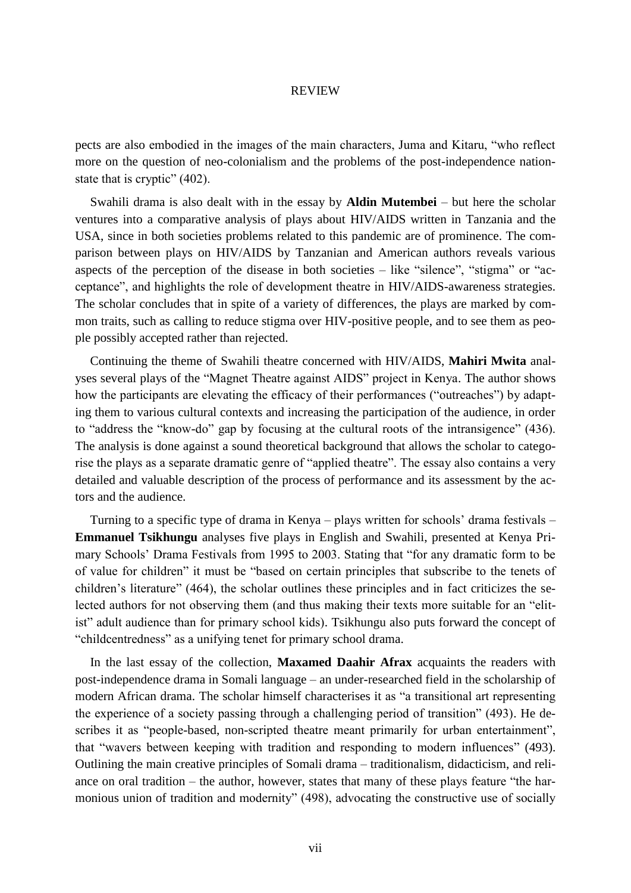pects are also embodied in the images of the main characters, Juma and Kitaru, "who reflect more on the question of neo-colonialism and the problems of the post-independence nation-state that is cryptic" (402).

Swahili drama is also dealt with in the essay by **Aldin Mutembei** – but here the scholar ventures into a comparative analysis of plays about HIV/AIDS written in Tanzania and the USA, since in both societies problems related to this pandemic are of prominence. The comparison between plays on HIV/AIDS by Tanzanian and American authors reveals various aspects of the perception of the disease in both societies – like "silence", "stigma" or "acceptance", and highlights the role of development theatre in HIV/AIDS-awareness strategies. The scholar concludes that in spite of a variety of differences, the plays are marked by common traits, such as calling to reduce stigma over HIV-positive people, and to see them as people possibly accepted rather than rejected.

Continuing the theme of Swahili theatre concerned with HIV/AIDS, **Mahiri Mwita** analyses several plays of the "Magnet Theatre against AIDS" project in Kenya. The author shows how the participants are elevating the efficacy of their performances ("outreaches") by adapting them to various cultural contexts and increasing the participation of the audience, in order to "address the "know-do" gap by focusing at the cultural roots of the intransigence" (436). The analysis is done against a sound theoretical background that allows the scholar to categorise the plays as a separate dramatic genre of "applied theatre". The essay also contains a very detailed and valuable description of the process of performance and its assessment by the actors and the audience.

Turning to a specific type of drama in Kenya – plays written for schools' drama festivals – **Emmanuel Tsikhungu** analyses five plays in English and Swahili, presented at Kenya Primary Schools' Drama Festivals from 1995 to 2003. Stating that "for any dramatic form to be of value for children" it must be "based on certain principles that subscribe to the tenets of children's literature" (464), the scholar outlines these principles and in fact criticizes the selected authors for not observing them (and thus making their texts more suitable for an "elitist" adult audience than for primary school kids). Tsikhungu also puts forward the concept of "childcentredness" as a unifying tenet for primary school drama.

In the last essay of the collection, **Maxamed Daahir Afrax** acquaints the readers with post-independence drama in Somali language – an under-researched field in the scholarship of modern African drama. The scholar himself characterises it as "a transitional art representing the experience of a society passing through a challenging period of transition" (493). He describes it as "people-based, non-scripted theatre meant primarily for urban entertainment", that "wavers between keeping with tradition and responding to modern influences" (493). Outlining the main creative principles of Somali drama – traditionalism, didacticism, and reliance on oral tradition – the author, however, states that many of these plays feature "the harmonious union of tradition and modernity" (498), advocating the constructive use of socially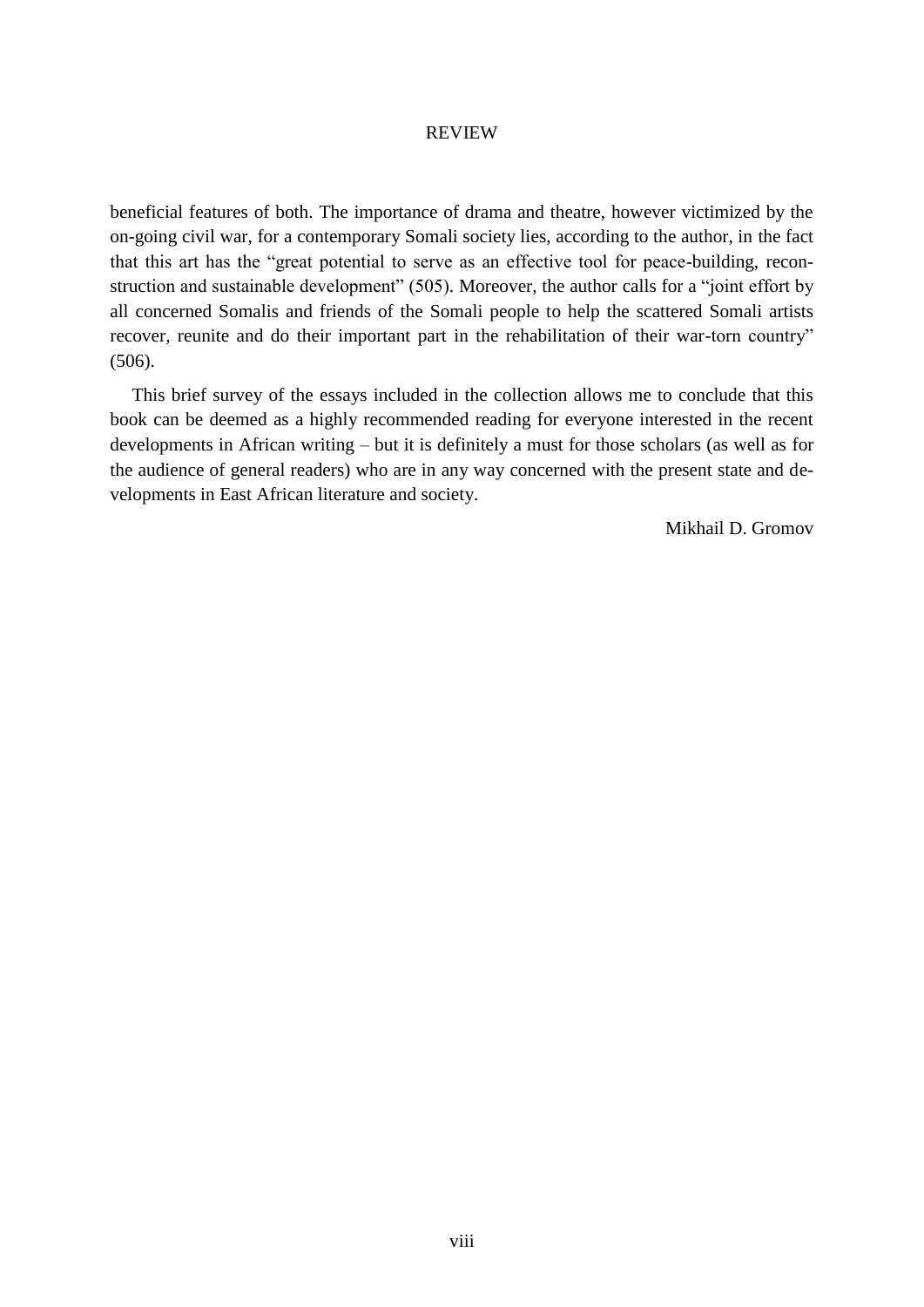beneficial features of both. The importance of drama and theatre, however victimized by the on-going civil war, for a contemporary Somali society lies, according to the author, in the fact that this art has the "great potential to serve as an effective tool for peace-building, reconstruction and sustainable development" (505). Moreover, the author calls for a "joint effort by all concerned Somalis and friends of the Somali people to help the scattered Somali artists recover, reunite and do their important part in the rehabilitation of their war-torn country" (506).

This brief survey of the essays included in the collection allows me to conclude that this book can be deemed as a highly recommended reading for everyone interested in the recent developments in African writing – but it is definitely a must for those scholars (as well as for the audience of general readers) who are in any way concerned with the present state and developments in East African literature and society.

Mikhail D. Gromov